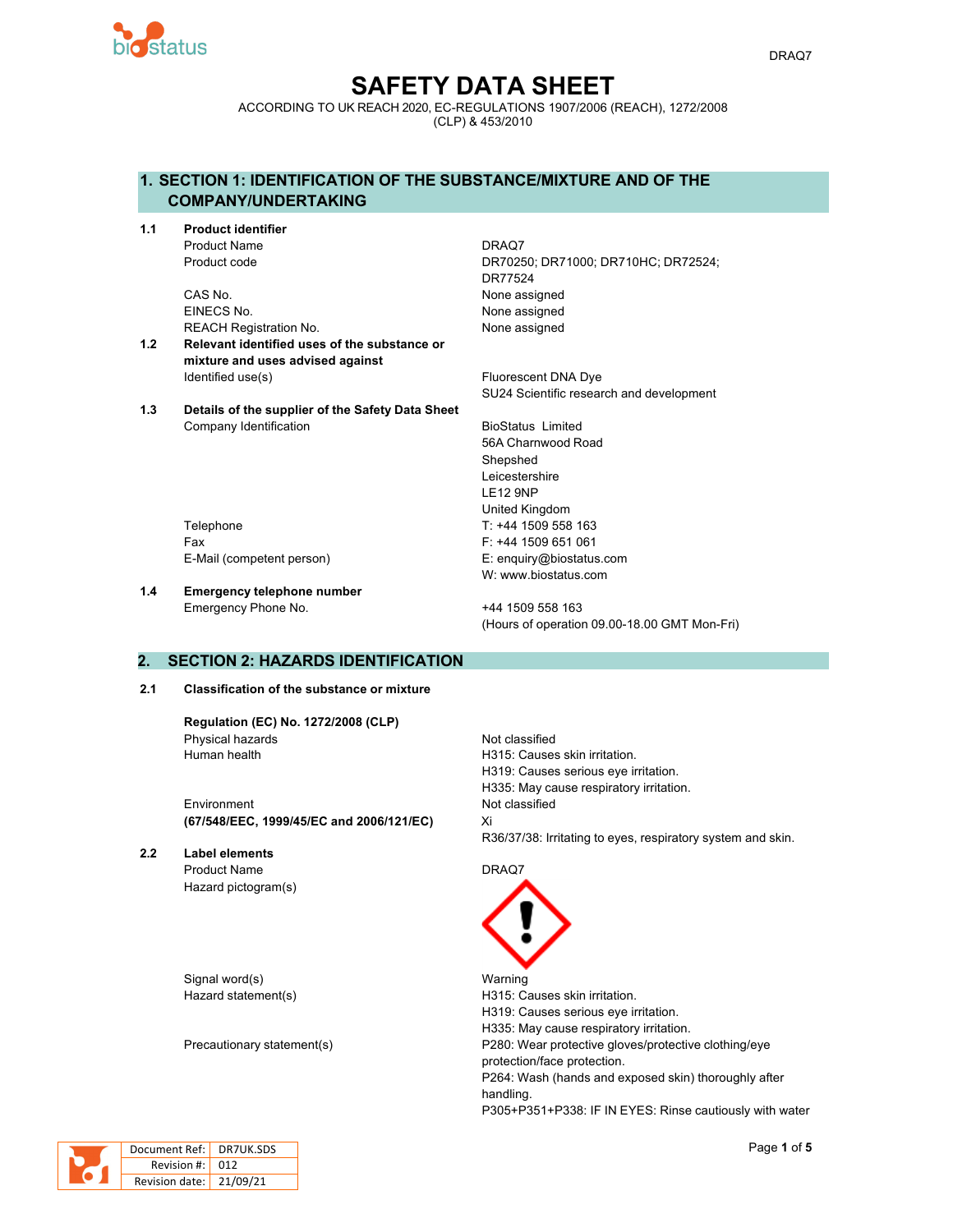# SAFETY DATA SHEET

ACCORDING TO UK REACH 2020, EC-REGULATIONS 1907/2006 (REACH), 1272/2008 (CLP) & 453/2010

## 1. SECTION 1: IDENTIFICATION OF THE SUBSTANCE/MIXTURE AND OF THE COMPANY/UNDERTAKING

**1.1 Product identifier**

| | |
|---|---|
| Product Name | DRAQ7 |
| Product code | DR70250; DR71000; DR710HC; DR72524; DR77524 |
| CAS No. | None assigned |
| EINECS No. | None assigned |
| REACH Registration No. | None assigned |

**1.2 Relevant identified uses of the substance or mixture and uses advised against**

| | |
|---|---|
| Identified use(s) | Fluorescent DNA Dye<br>SU24 Scientific research and development |

**1.3 Details of the supplier of the Safety Data Sheet**

| | |
|---|---|
| Company Identification | BioStatus Limited<br>56A Charnwood Road<br>Shepshed<br>Leicestershire<br>LE12 9NP<br>United Kingdom |
| Telephone | T: +44 1509 558 163 |
| Fax | F: +44 1509 651 061 |
| E-Mail (competent person) | E: enquiry@biostatus.com<br>W: www.biostatus.com |

**1.4 Emergency telephone number**

| | |
|---|---|
| Emergency Phone No. | +44 1509 558 163<br>(Hours of operation 09.00-18.00 GMT Mon-Fri) |

## 2. SECTION 2: HAZARDS IDENTIFICATION

**2.1 Classification of the substance or mixture**

**Regulation (EC) No. 1272/2008 (CLP)**

| | |
|---|---|
| Physical hazards | Not classified |
| Human health | H315: Causes skin irritation.<br>H319: Causes serious eye irritation.<br>H335: May cause respiratory irritation. |
| Environment | Not classified |
| **(67/548/EEC, 1999/45/EC and 2006/121/EC)** | Xi<br>R36/37/38: Irritating to eyes, respiratory system and skin. |

**2.2 Label elements**

| | |
|---|---|
| Product Name | DRAQ7 |
| Hazard pictogram(s) | |
| Signal word(s) | Warning |
| Hazard statement(s) | H315: Causes skin irritation.<br>H319: Causes serious eye irritation.<br>H335: May cause respiratory irritation. |
| Precautionary statement(s) | P280: Wear protective gloves/protective clothing/eye protection/face protection.<br>P264: Wash (hands and exposed skin) thoroughly after handling.<br>P305+P351+P338: IF IN EYES: Rinse cautiously with water |

| | |
|---|---|
| Document Ref: | DR7UK.SDS |
| Revision #: | 012 |
| Revision date: | 21/09/21 |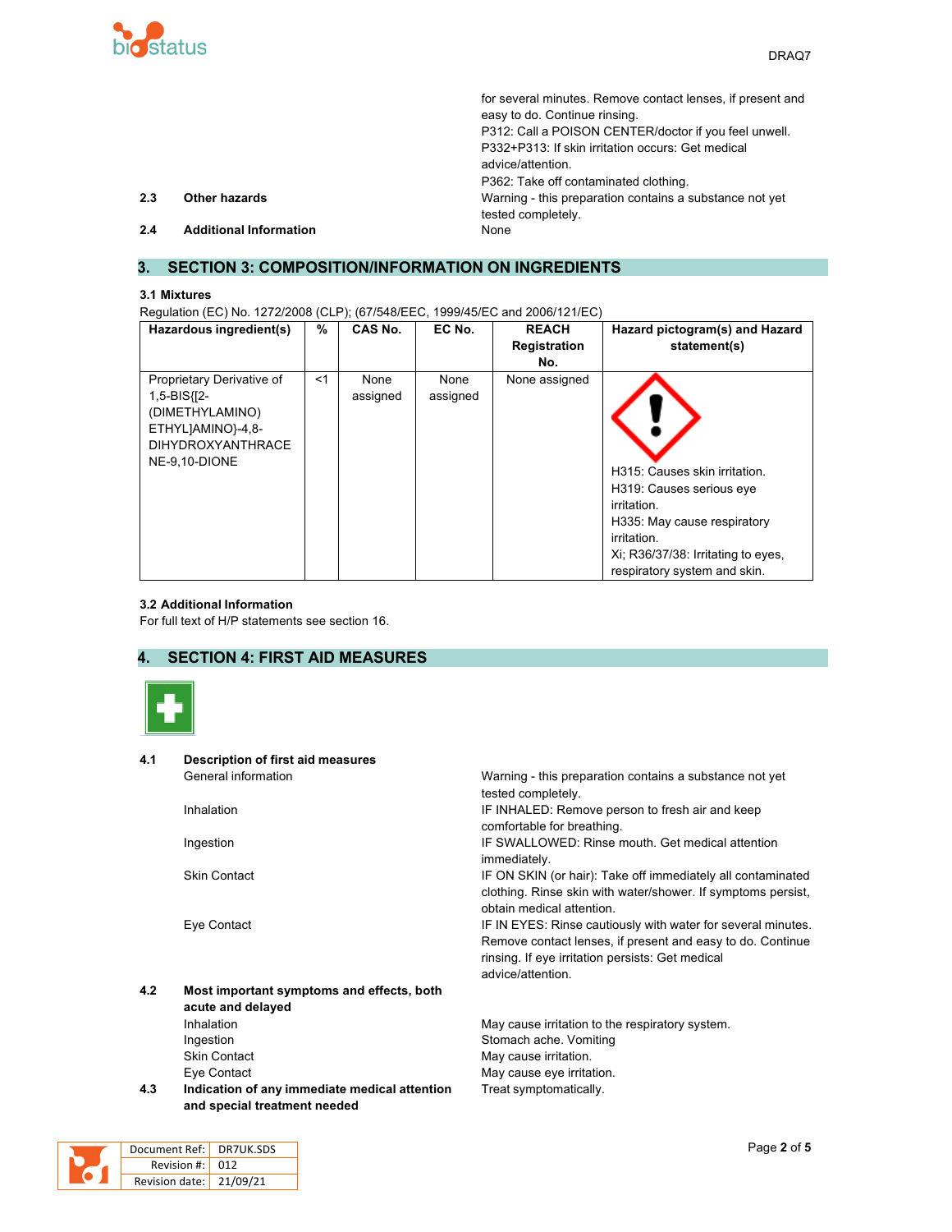for several minutes. Remove contact lenses, if present and easy to do. Continue rinsing.
P312: Call a POISON CENTER/doctor if you feel unwell.
P332+P313: If skin irritation occurs: Get medical advice/attention.
P362: Take off contaminated clothing.

**2.3 Other hazards** — Warning - this preparation contains a substance not yet tested completely.

**2.4 Additional Information** — None

## 3. SECTION 3: COMPOSITION/INFORMATION ON INGREDIENTS

**3.1 Mixtures**

Regulation (EC) No. 1272/2008 (CLP); (67/548/EEC, 1999/45/EC and 2006/121/EC)

| Hazardous ingredient(s) | % | CAS No. | EC No. | REACH Registration No. | Hazard pictogram(s) and Hazard statement(s) |
|---|---|---|---|---|---|
| Proprietary Derivative of 1,5-BIS{[2-(DIMETHYLAMINO) ETHYL]AMINO}-4,8-DIHYDROXYANTHRACENE-9,10-DIONE | <1 | None assigned | None assigned | None assigned | H315: Causes skin irritation. H319: Causes serious eye irritation. H335: May cause respiratory irritation. Xi; R36/37/38: Irritating to eyes, respiratory system and skin. |

**3.2 Additional Information**

For full text of H/P statements see section 16.

## 4. SECTION 4: FIRST AID MEASURES

**4.1 Description of first aid measures**

- General information: Warning - this preparation contains a substance not yet tested completely.
- Inhalation: IF INHALED: Remove person to fresh air and keep comfortable for breathing.
- Ingestion: IF SWALLOWED: Rinse mouth. Get medical attention immediately.
- Skin Contact: IF ON SKIN (or hair): Take off immediately all contaminated clothing. Rinse skin with water/shower. If symptoms persist, obtain medical attention.
- Eye Contact: IF IN EYES: Rinse cautiously with water for several minutes. Remove contact lenses, if present and easy to do. Continue rinsing. If eye irritation persists: Get medical advice/attention.

**4.2 Most important symptoms and effects, both acute and delayed**

- Inhalation: May cause irritation to the respiratory system.
- Ingestion: Stomach ache. Vomiting
- Skin Contact: May cause irritation.
- Eye Contact: May cause eye irritation.

**4.3 Indication of any immediate medical attention and special treatment needed** — Treat symptomatically.

| Document Ref: | DR7UK.SDS |
|---|---|
| Revision #: | 012 |
| Revision date: | 21/09/21 |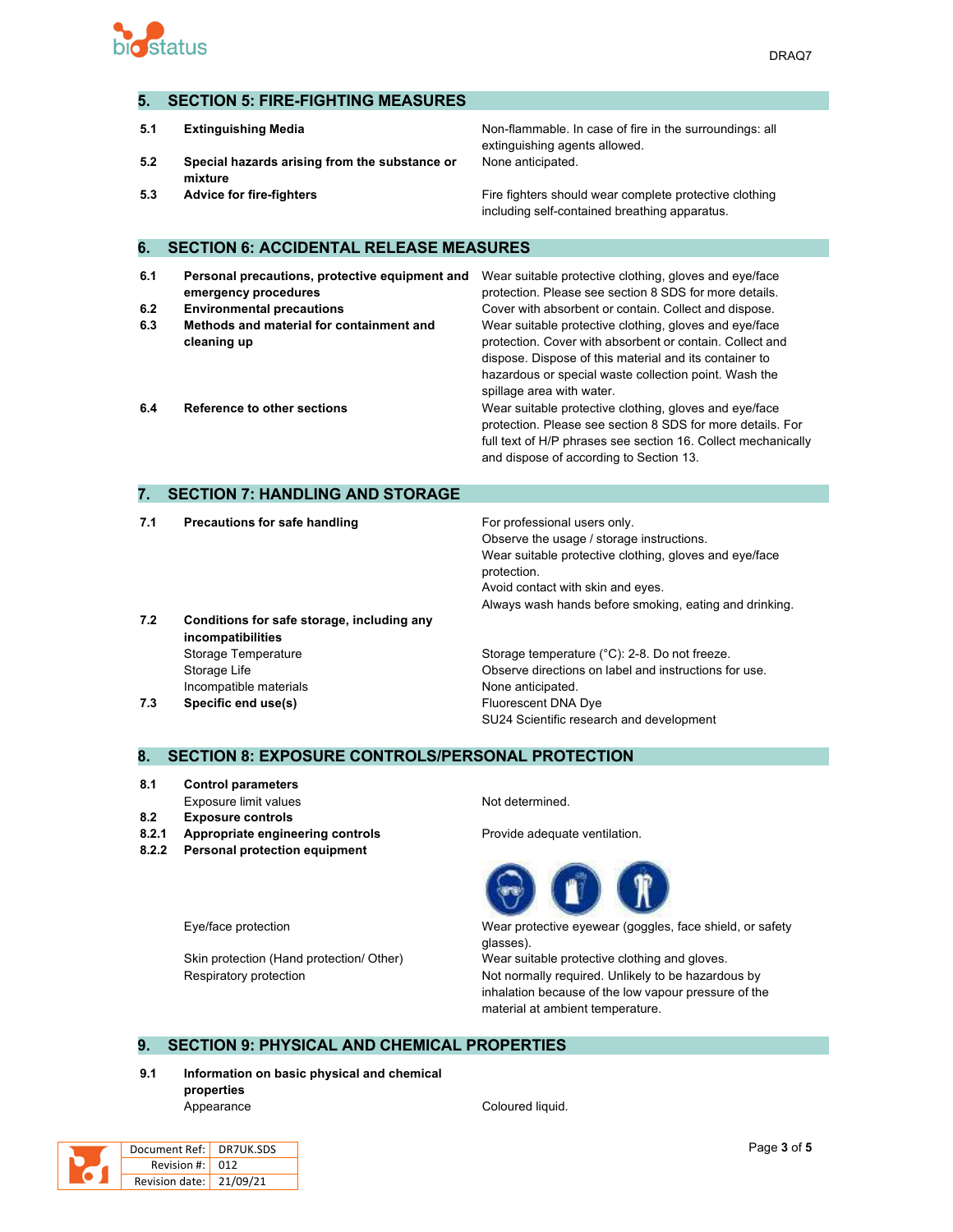## 5. SECTION 5: FIRE-FIGHTING MEASURES

| | | |
|---|---|---|
| 5.1 | **Extinguishing Media** | Non-flammable. In case of fire in the surroundings: all extinguishing agents allowed. |
| 5.2 | **Special hazards arising from the substance or mixture** | None anticipated. |
| 5.3 | **Advice for fire-fighters** | Fire fighters should wear complete protective clothing including self-contained breathing apparatus. |

## 6. SECTION 6: ACCIDENTAL RELEASE MEASURES

| | | |
|---|---|---|
| 6.1 | **Personal precautions, protective equipment and emergency procedures** | Wear suitable protective clothing, gloves and eye/face protection. Please see section 8 SDS for more details. |
| 6.2 | **Environmental precautions** | Cover with absorbent or contain. Collect and dispose. |
| 6.3 | **Methods and material for containment and cleaning up** | Wear suitable protective clothing, gloves and eye/face protection. Cover with absorbent or contain. Collect and dispose. Dispose of this material and its container to hazardous or special waste collection point. Wash the spillage area with water. |
| 6.4 | **Reference to other sections** | Wear suitable protective clothing, gloves and eye/face protection. Please see section 8 SDS for more details. For full text of H/P phrases see section 16. Collect mechanically and dispose of according to Section 13. |

## 7. SECTION 7: HANDLING AND STORAGE

| | | |
|---|---|---|
| 7.1 | **Precautions for safe handling** | For professional users only.<br>Observe the usage / storage instructions.<br>Wear suitable protective clothing, gloves and eye/face protection.<br>Avoid contact with skin and eyes.<br>Always wash hands before smoking, eating and drinking. |
| 7.2 | **Conditions for safe storage, including any incompatibilities** | |
| | Storage Temperature | Storage temperature (°C): 2-8. Do not freeze. |
| | Storage Life | Observe directions on label and instructions for use. |
| | Incompatible materials | None anticipated. |
| 7.3 | **Specific end use(s)** | Fluorescent DNA Dye<br>SU24 Scientific research and development |

## 8. SECTION 8: EXPOSURE CONTROLS/PERSONAL PROTECTION

| | | |
|---|---|---|
| 8.1 | **Control parameters** | |
| | Exposure limit values | Not determined. |
| 8.2 | **Exposure controls** | |
| 8.2.1 | **Appropriate engineering controls** | Provide adequate ventilation. |
| 8.2.2 | **Personal protection equipment** | |
| | Eye/face protection | Wear protective eyewear (goggles, face shield, or safety glasses). |
| | Skin protection (Hand protection/ Other) | Wear suitable protective clothing and gloves. |
| | Respiratory protection | Not normally required. Unlikely to be hazardous by inhalation because of the low vapour pressure of the material at ambient temperature. |

## 9. SECTION 9: PHYSICAL AND CHEMICAL PROPERTIES

| | | |
|---|---|---|
| 9.1 | **Information on basic physical and chemical properties** | |
| | Appearance | Coloured liquid. |

| Document Ref: | DR7UK.SDS |
|---|---|
| Revision #: | 012 |
| Revision date: | 21/09/21 |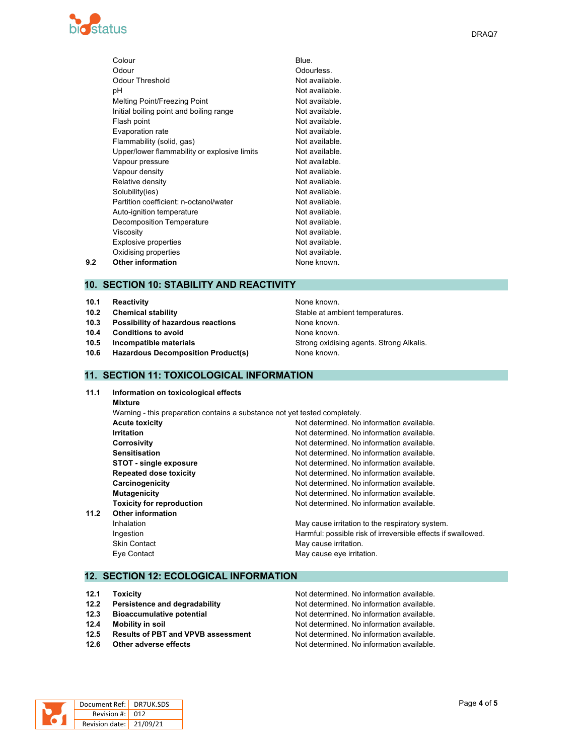| | |
|---|---|
| Colour | Blue. |
| Odour | Odourless. |
| Odour Threshold | Not available. |
| pH | Not available. |
| Melting Point/Freezing Point | Not available. |
| Initial boiling point and boiling range | Not available. |
| Flash point | Not available. |
| Evaporation rate | Not available. |
| Flammability (solid, gas) | Not available. |
| Upper/lower flammability or explosive limits | Not available. |
| Vapour pressure | Not available. |
| Vapour density | Not available. |
| Relative density | Not available. |
| Solubility(ies) | Not available. |
| Partition coefficient: n-octanol/water | Not available. |
| Auto-ignition temperature | Not available. |
| Decomposition Temperature | Not available. |
| Viscosity | Not available. |
| Explosive properties | Not available. |
| Oxidising properties | Not available. |

**9.2 Other information** None known.

## 10. SECTION 10: STABILITY AND REACTIVITY

| | | |
|---|---|---|
| **10.1** | **Reactivity** | None known. |
| **10.2** | **Chemical stability** | Stable at ambient temperatures. |
| **10.3** | **Possibility of hazardous reactions** | None known. |
| **10.4** | **Conditions to avoid** | None known. |
| **10.5** | **Incompatible materials** | Strong oxidising agents. Strong Alkalis. |
| **10.6** | **Hazardous Decomposition Product(s)** | None known. |

## 11. SECTION 11: TOXICOLOGICAL INFORMATION

**11.1 Information on toxicological effects**

**Mixture**

Warning - this preparation contains a substance not yet tested completely.

| | |
|---|---|
| **Acute toxicity** | Not determined. No information available. |
| **Irritation** | Not determined. No information available. |
| **Corrosivity** | Not determined. No information available. |
| **Sensitisation** | Not determined. No information available. |
| **STOT - single exposure** | Not determined. No information available. |
| **Repeated dose toxicity** | Not determined. No information available. |
| **Carcinogenicity** | Not determined. No information available. |
| **Mutagenicity** | Not determined. No information available. |
| **Toxicity for reproduction** | Not determined. No information available. |

**11.2 Other information**

| | |
|---|---|
| Inhalation | May cause irritation to the respiratory system. |
| Ingestion | Harmful: possible risk of irreversible effects if swallowed. |
| Skin Contact | May cause irritation. |
| Eye Contact | May cause eye irritation. |

## 12. SECTION 12: ECOLOGICAL INFORMATION

| | | |
|---|---|---|
| **12.1** | **Toxicity** | Not determined. No information available. |
| **12.2** | **Persistence and degradability** | Not determined. No information available. |
| **12.3** | **Bioaccumulative potential** | Not determined. No information available. |
| **12.4** | **Mobility in soil** | Not determined. No information available. |
| **12.5** | **Results of PBT and VPVB assessment** | Not determined. No information available. |
| **12.6** | **Other adverse effects** | Not determined. No information available. |

| | |
|---|---|
| Document Ref: | DR7UK.SDS |
| Revision #: | 012 |
| Revision date: | 21/09/21 |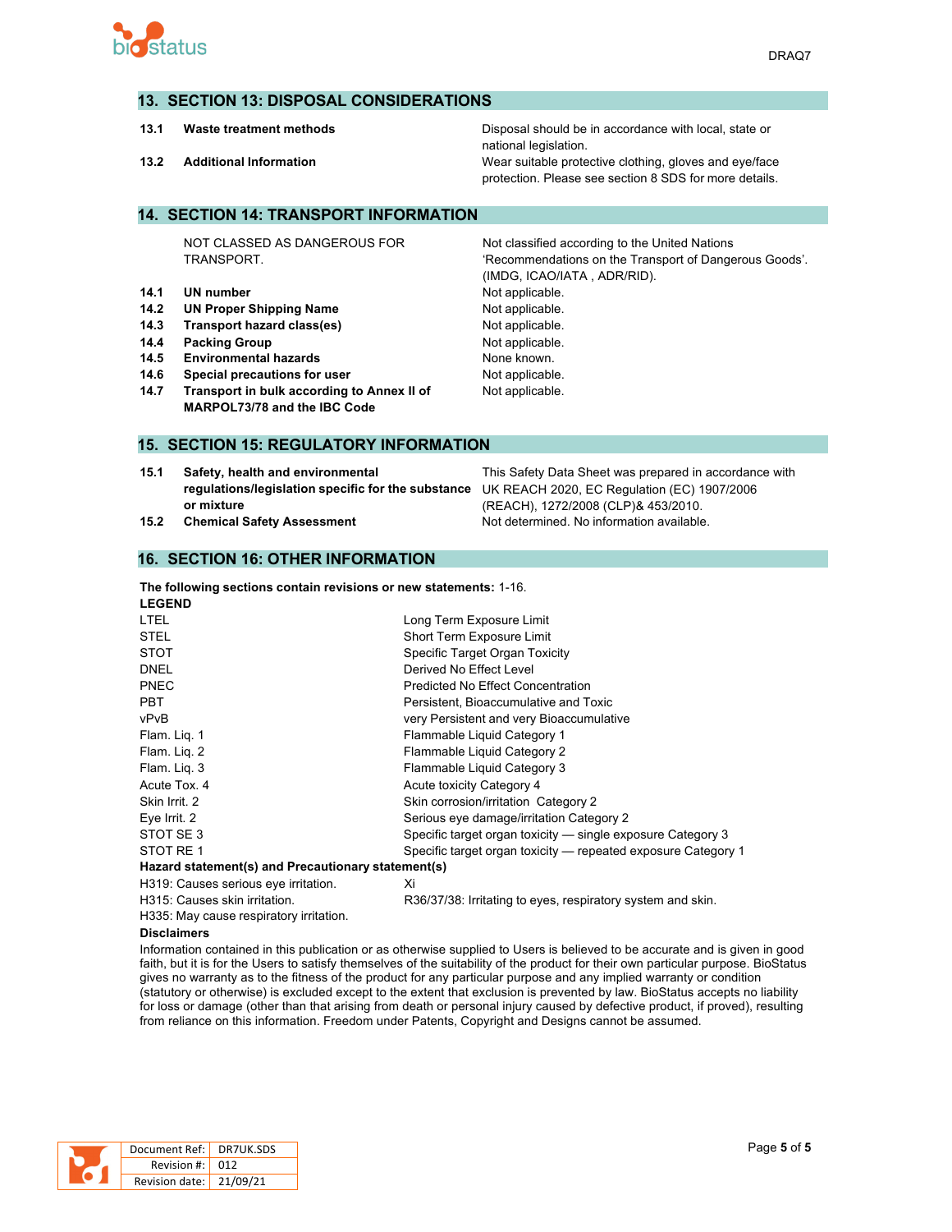## 13. SECTION 13: DISPOSAL CONSIDERATIONS

| | | |
|---|---|---|
| **13.1** | **Waste treatment methods** | Disposal should be in accordance with local, state or national legislation. |
| **13.2** | **Additional Information** | Wear suitable protective clothing, gloves and eye/face protection. Please see section 8 SDS for more details. |

## 14. SECTION 14: TRANSPORT INFORMATION

| | | |
|---|---|---|
| | NOT CLASSED AS DANGEROUS FOR TRANSPORT. | Not classified according to the United Nations 'Recommendations on the Transport of Dangerous Goods'. (IMDG, ICAO/IATA , ADR/RID). |
| **14.1** | **UN number** | Not applicable. |
| **14.2** | **UN Proper Shipping Name** | Not applicable. |
| **14.3** | **Transport hazard class(es)** | Not applicable. |
| **14.4** | **Packing Group** | Not applicable. |
| **14.5** | **Environmental hazards** | None known. |
| **14.6** | **Special precautions for user** | Not applicable. |
| **14.7** | **Transport in bulk according to Annex II of MARPOL73/78 and the IBC Code** | Not applicable. |

## 15. SECTION 15: REGULATORY INFORMATION

| | | |
|---|---|---|
| **15.1** | **Safety, health and environmental regulations/legislation specific for the substance or mixture** | This Safety Data Sheet was prepared in accordance with UK REACH 2020, EC Regulation (EC) 1907/2006 (REACH), 1272/2008 (CLP)& 453/2010. |
| **15.2** | **Chemical Safety Assessment** | Not determined. No information available. |

## 16. SECTION 16: OTHER INFORMATION

**The following sections contain revisions or new statements:** 1-16.

**LEGEND**

| | |
|---|---|
| LTEL | Long Term Exposure Limit |
| STEL | Short Term Exposure Limit |
| STOT | Specific Target Organ Toxicity |
| DNEL | Derived No Effect Level |
| PNEC | Predicted No Effect Concentration |
| PBT | Persistent, Bioaccumulative and Toxic |
| vPvB | very Persistent and very Bioaccumulative |
| Flam. Liq. 1 | Flammable Liquid Category 1 |
| Flam. Liq. 2 | Flammable Liquid Category 2 |
| Flam. Liq. 3 | Flammable Liquid Category 3 |
| Acute Tox. 4 | Acute toxicity Category 4 |
| Skin Irrit. 2 | Skin corrosion/irritation Category 2 |
| Eye Irrit. 2 | Serious eye damage/irritation Category 2 |
| STOT SE 3 | Specific target organ toxicity — single exposure Category 3 |
| STOT RE 1 | Specific target organ toxicity — repeated exposure Category 1 |

**Hazard statement(s) and Precautionary statement(s)**

| | |
|---|---|
| H319: Causes serious eye irritation. | Xi |
| H315: Causes skin irritation. | R36/37/38: Irritating to eyes, respiratory system and skin. |
| H335: May cause respiratory irritation. | |

**Disclaimers**

Information contained in this publication or as otherwise supplied to Users is believed to be accurate and is given in good faith, but it is for the Users to satisfy themselves of the suitability of the product for their own particular purpose. BioStatus gives no warranty as to the fitness of the product for any particular purpose and any implied warranty or condition (statutory or otherwise) is excluded except to the extent that exclusion is prevented by law. BioStatus accepts no liability for loss or damage (other than that arising from death or personal injury caused by defective product, if proved), resulting from reliance on this information. Freedom under Patents, Copyright and Designs cannot be assumed.